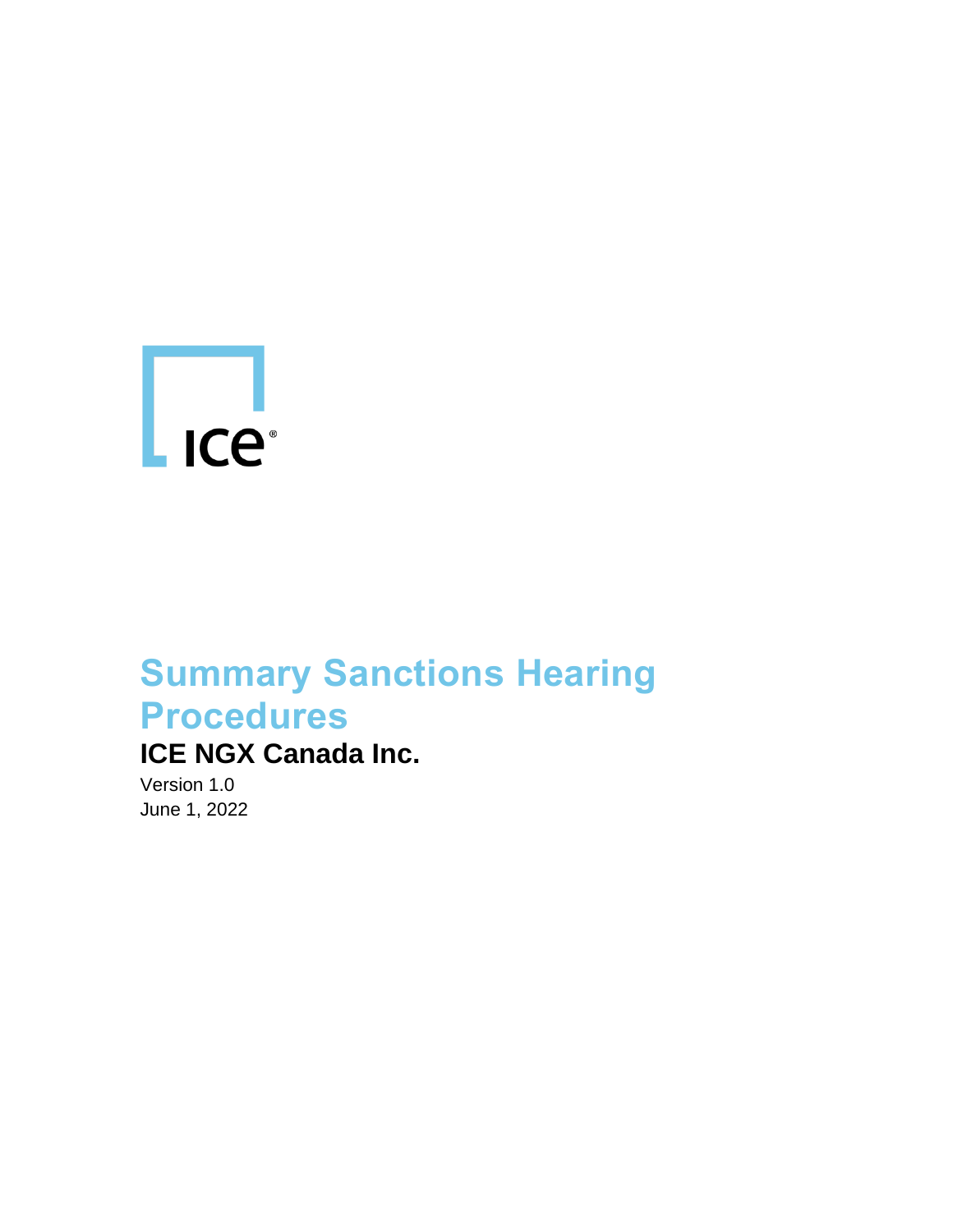# Summary Sanctions Hearing Procedures

## ICE NGX Canada Inc.

Version 1.0
June 1, 2022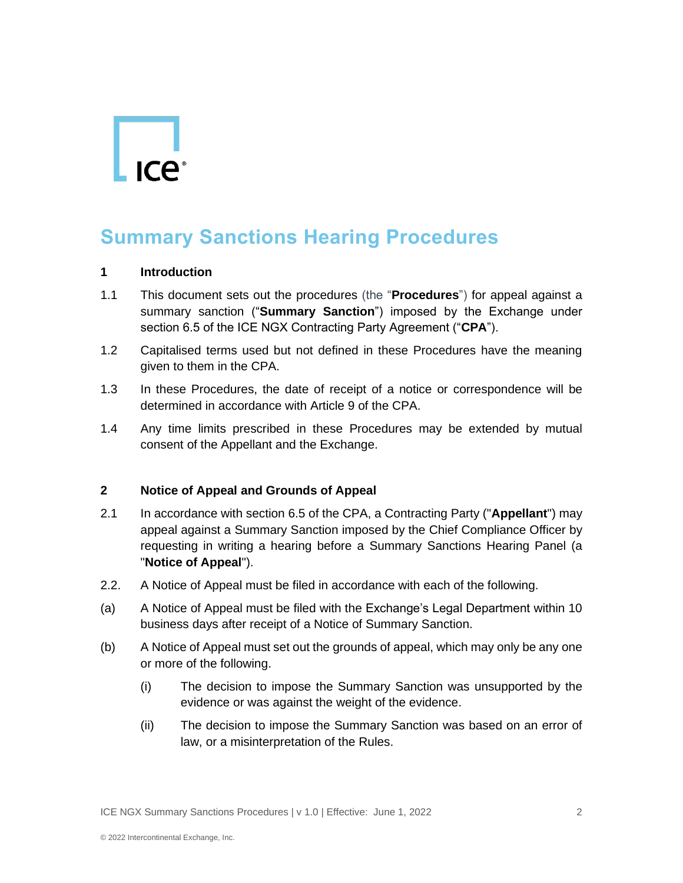# Summary Sanctions Hearing Procedures

## 1 Introduction

1.1 This document sets out the procedures (the "**Procedures**") for appeal against a summary sanction ("**Summary Sanction**") imposed by the Exchange under section 6.5 of the ICE NGX Contracting Party Agreement ("**CPA**").

1.2 Capitalised terms used but not defined in these Procedures have the meaning given to them in the CPA.

1.3 In these Procedures, the date of receipt of a notice or correspondence will be determined in accordance with Article 9 of the CPA.

1.4 Any time limits prescribed in these Procedures may be extended by mutual consent of the Appellant and the Exchange.

## 2 Notice of Appeal and Grounds of Appeal

2.1 In accordance with section 6.5 of the CPA, a Contracting Party ("**Appellant**") may appeal against a Summary Sanction imposed by the Chief Compliance Officer by requesting in writing a hearing before a Summary Sanctions Hearing Panel (a "**Notice of Appeal**").

2.2. A Notice of Appeal must be filed in accordance with each of the following.

(a) A Notice of Appeal must be filed with the Exchange's Legal Department within 10 business days after receipt of a Notice of Summary Sanction.

(b) A Notice of Appeal must set out the grounds of appeal, which may only be any one or more of the following.

(i) The decision to impose the Summary Sanction was unsupported by the evidence or was against the weight of the evidence.

(ii) The decision to impose the Summary Sanction was based on an error of law, or a misinterpretation of the Rules.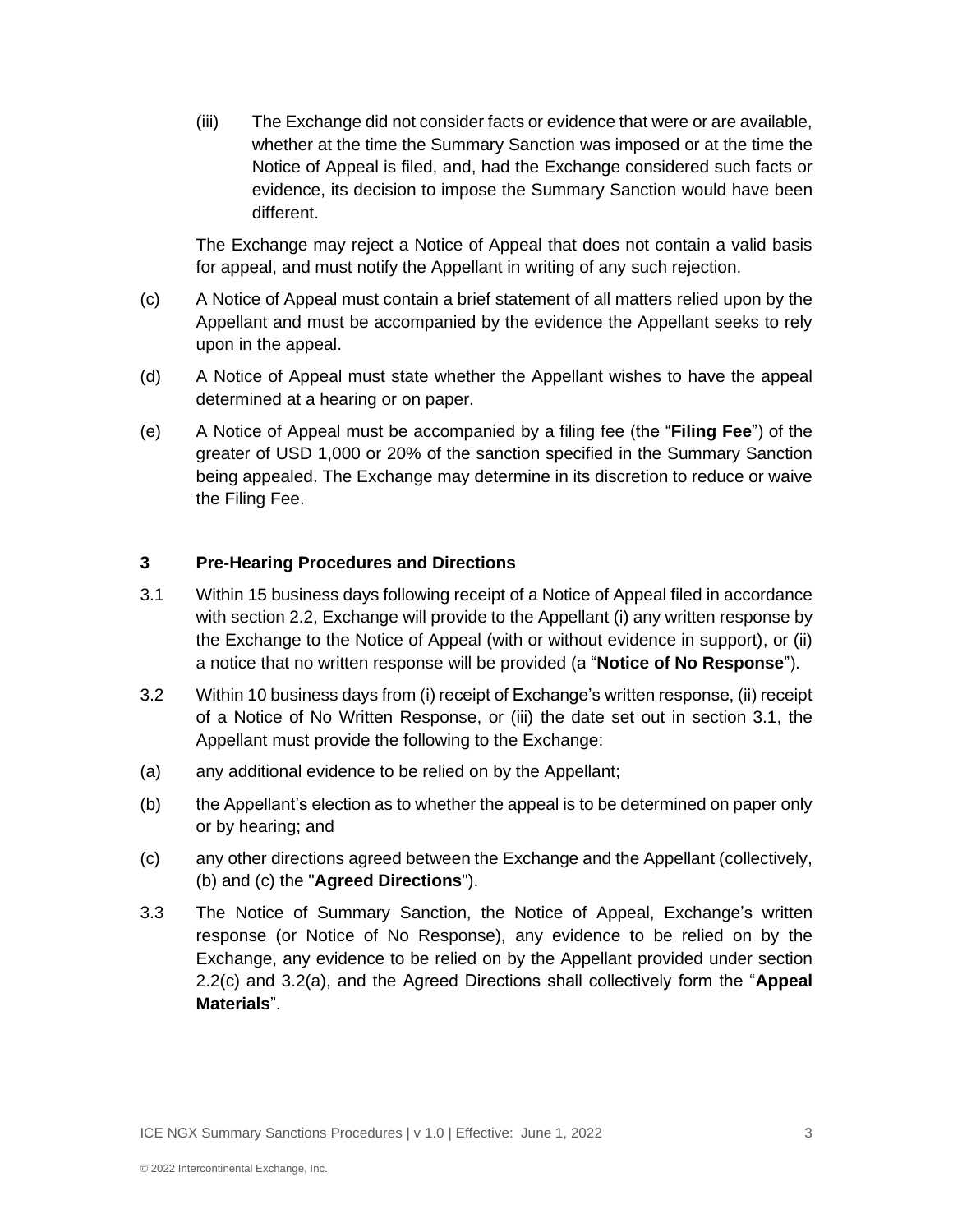(iii) The Exchange did not consider facts or evidence that were or are available, whether at the time the Summary Sanction was imposed or at the time the Notice of Appeal is filed, and, had the Exchange considered such facts or evidence, its decision to impose the Summary Sanction would have been different.

The Exchange may reject a Notice of Appeal that does not contain a valid basis for appeal, and must notify the Appellant in writing of any such rejection.

(c) A Notice of Appeal must contain a brief statement of all matters relied upon by the Appellant and must be accompanied by the evidence the Appellant seeks to rely upon in the appeal.

(d) A Notice of Appeal must state whether the Appellant wishes to have the appeal determined at a hearing or on paper.

(e) A Notice of Appeal must be accompanied by a filing fee (the "**Filing Fee**") of the greater of USD 1,000 or 20% of the sanction specified in the Summary Sanction being appealed. The Exchange may determine in its discretion to reduce or waive the Filing Fee.

## 3 Pre-Hearing Procedures and Directions

3.1 Within 15 business days following receipt of a Notice of Appeal filed in accordance with section 2.2, Exchange will provide to the Appellant (i) any written response by the Exchange to the Notice of Appeal (with or without evidence in support), or (ii) a notice that no written response will be provided (a "**Notice of No Response**").

3.2 Within 10 business days from (i) receipt of Exchange's written response, (ii) receipt of a Notice of No Written Response, or (iii) the date set out in section 3.1, the Appellant must provide the following to the Exchange:

(a) any additional evidence to be relied on by the Appellant;

(b) the Appellant's election as to whether the appeal is to be determined on paper only or by hearing; and

(c) any other directions agreed between the Exchange and the Appellant (collectively, (b) and (c) the "**Agreed Directions**").

3.3 The Notice of Summary Sanction, the Notice of Appeal, Exchange's written response (or Notice of No Response), any evidence to be relied on by the Exchange, any evidence to be relied on by the Appellant provided under section 2.2(c) and 3.2(a), and the Agreed Directions shall collectively form the "**Appeal Materials**".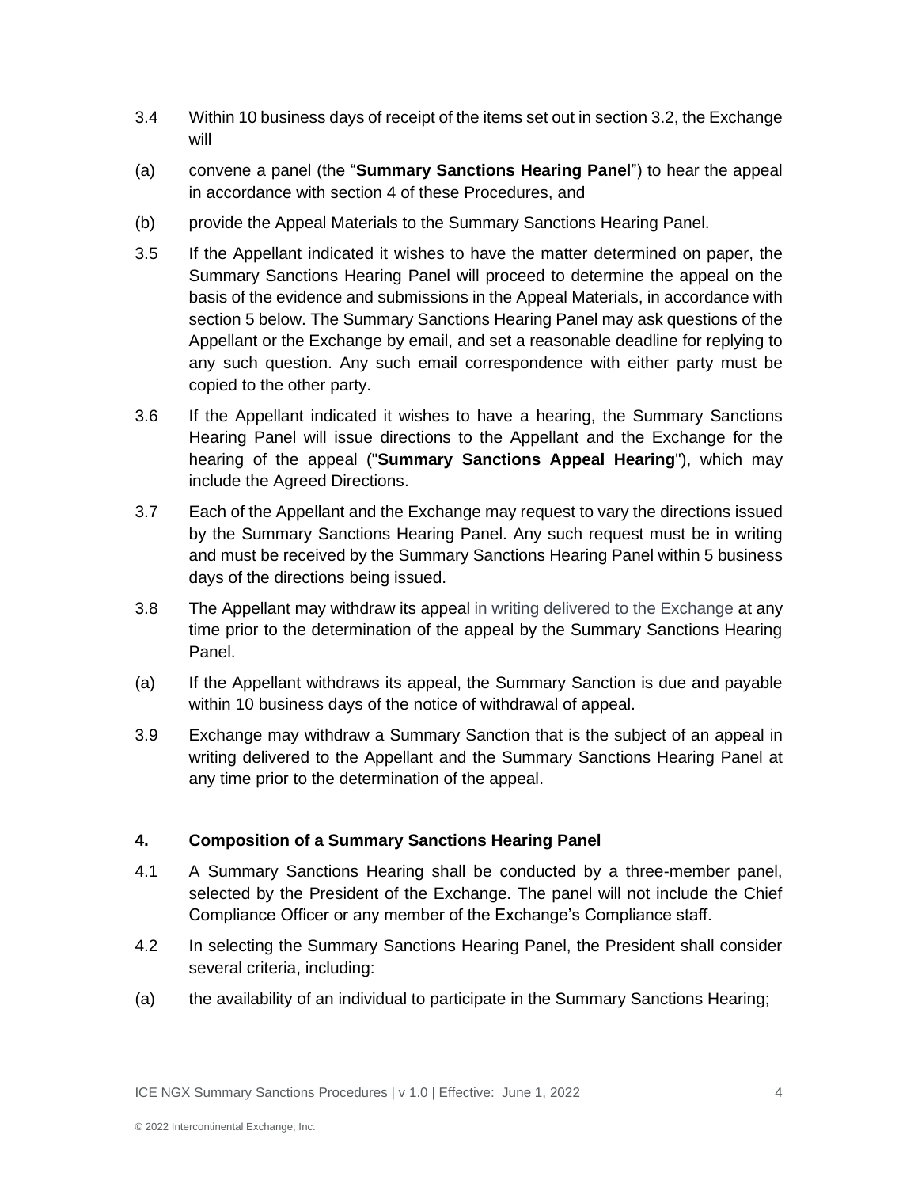3.4 Within 10 business days of receipt of the items set out in section 3.2, the Exchange will

(a) convene a panel (the "**Summary Sanctions Hearing Panel**") to hear the appeal in accordance with section 4 of these Procedures, and

(b) provide the Appeal Materials to the Summary Sanctions Hearing Panel.

3.5 If the Appellant indicated it wishes to have the matter determined on paper, the Summary Sanctions Hearing Panel will proceed to determine the appeal on the basis of the evidence and submissions in the Appeal Materials, in accordance with section 5 below. The Summary Sanctions Hearing Panel may ask questions of the Appellant or the Exchange by email, and set a reasonable deadline for replying to any such question. Any such email correspondence with either party must be copied to the other party.

3.6 If the Appellant indicated it wishes to have a hearing, the Summary Sanctions Hearing Panel will issue directions to the Appellant and the Exchange for the hearing of the appeal ("**Summary Sanctions Appeal Hearing**"), which may include the Agreed Directions.

3.7 Each of the Appellant and the Exchange may request to vary the directions issued by the Summary Sanctions Hearing Panel. Any such request must be in writing and must be received by the Summary Sanctions Hearing Panel within 5 business days of the directions being issued.

3.8 The Appellant may withdraw its appeal in writing delivered to the Exchange at any time prior to the determination of the appeal by the Summary Sanctions Hearing Panel.

(a) If the Appellant withdraws its appeal, the Summary Sanction is due and payable within 10 business days of the notice of withdrawal of appeal.

3.9 Exchange may withdraw a Summary Sanction that is the subject of an appeal in writing delivered to the Appellant and the Summary Sanctions Hearing Panel at any time prior to the determination of the appeal.

## 4. Composition of a Summary Sanctions Hearing Panel

4.1 A Summary Sanctions Hearing shall be conducted by a three-member panel, selected by the President of the Exchange. The panel will not include the Chief Compliance Officer or any member of the Exchange's Compliance staff.

4.2 In selecting the Summary Sanctions Hearing Panel, the President shall consider several criteria, including:

(a) the availability of an individual to participate in the Summary Sanctions Hearing;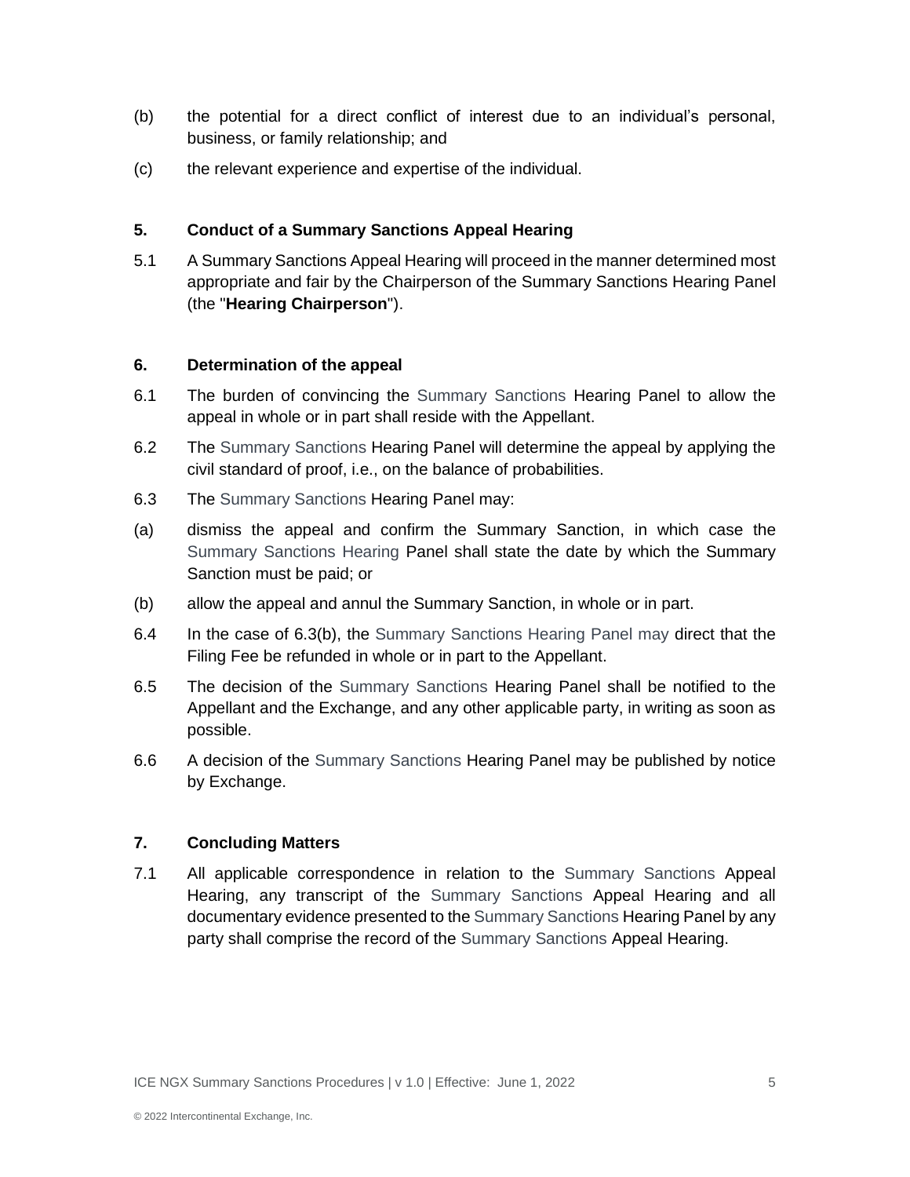(b) the potential for a direct conflict of interest due to an individual's personal, business, or family relationship; and

(c) the relevant experience and expertise of the individual.

## 5. Conduct of a Summary Sanctions Appeal Hearing

5.1 A Summary Sanctions Appeal Hearing will proceed in the manner determined most appropriate and fair by the Chairperson of the Summary Sanctions Hearing Panel (the "**Hearing Chairperson**").

## 6. Determination of the appeal

6.1 The burden of convincing the Summary Sanctions Hearing Panel to allow the appeal in whole or in part shall reside with the Appellant.

6.2 The Summary Sanctions Hearing Panel will determine the appeal by applying the civil standard of proof, i.e., on the balance of probabilities.

6.3 The Summary Sanctions Hearing Panel may:

(a) dismiss the appeal and confirm the Summary Sanction, in which case the Summary Sanctions Hearing Panel shall state the date by which the Summary Sanction must be paid; or

(b) allow the appeal and annul the Summary Sanction, in whole or in part.

6.4 In the case of 6.3(b), the Summary Sanctions Hearing Panel may direct that the Filing Fee be refunded in whole or in part to the Appellant.

6.5 The decision of the Summary Sanctions Hearing Panel shall be notified to the Appellant and the Exchange, and any other applicable party, in writing as soon as possible.

6.6 A decision of the Summary Sanctions Hearing Panel may be published by notice by Exchange.

## 7. Concluding Matters

7.1 All applicable correspondence in relation to the Summary Sanctions Appeal Hearing, any transcript of the Summary Sanctions Appeal Hearing and all documentary evidence presented to the Summary Sanctions Hearing Panel by any party shall comprise the record of the Summary Sanctions Appeal Hearing.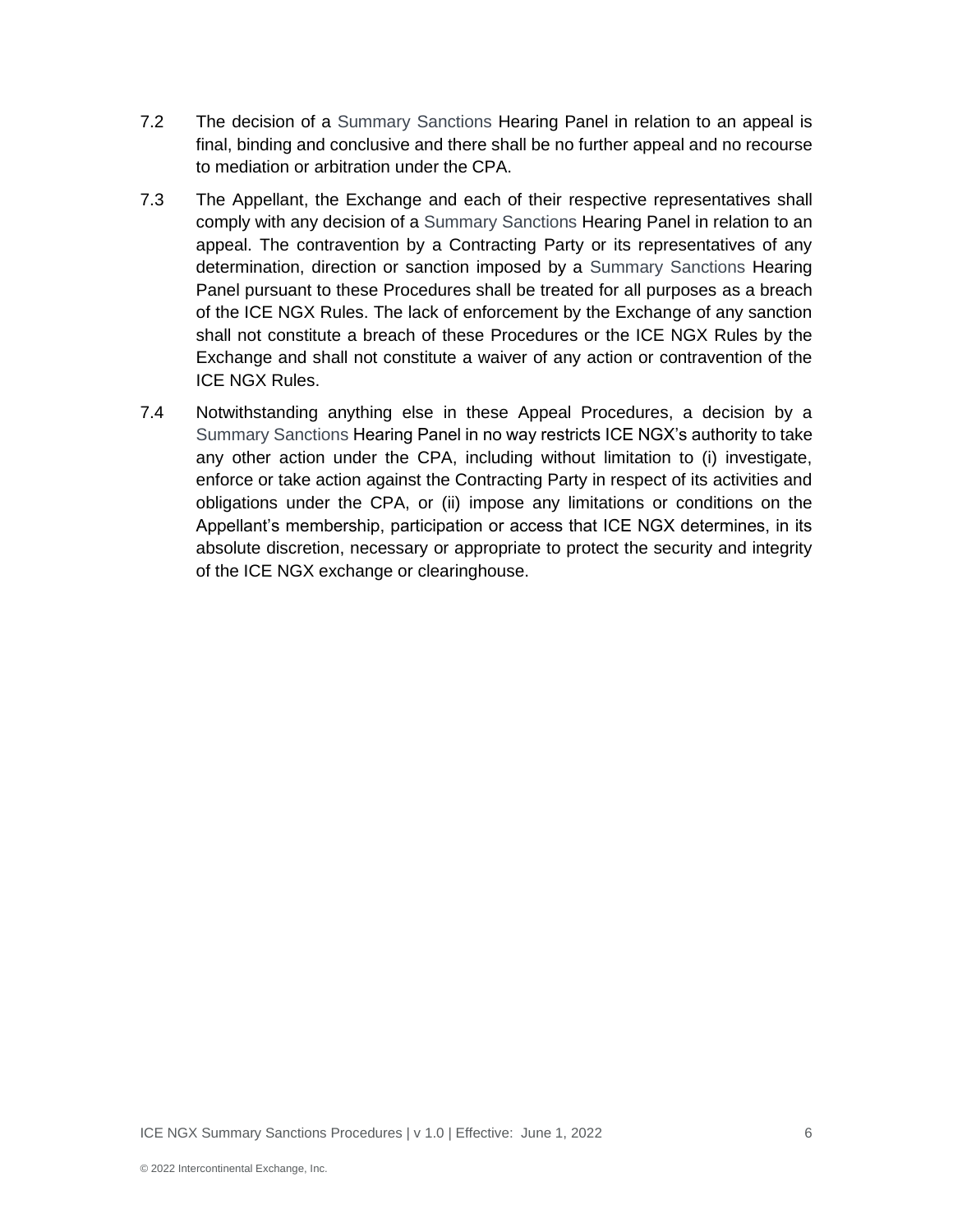7.2 The decision of a Summary Sanctions Hearing Panel in relation to an appeal is final, binding and conclusive and there shall be no further appeal and no recourse to mediation or arbitration under the CPA.

7.3 The Appellant, the Exchange and each of their respective representatives shall comply with any decision of a Summary Sanctions Hearing Panel in relation to an appeal. The contravention by a Contracting Party or its representatives of any determination, direction or sanction imposed by a Summary Sanctions Hearing Panel pursuant to these Procedures shall be treated for all purposes as a breach of the ICE NGX Rules. The lack of enforcement by the Exchange of any sanction shall not constitute a breach of these Procedures or the ICE NGX Rules by the Exchange and shall not constitute a waiver of any action or contravention of the ICE NGX Rules.

7.4 Notwithstanding anything else in these Appeal Procedures, a decision by a Summary Sanctions Hearing Panel in no way restricts ICE NGX's authority to take any other action under the CPA, including without limitation to (i) investigate, enforce or take action against the Contracting Party in respect of its activities and obligations under the CPA, or (ii) impose any limitations or conditions on the Appellant's membership, participation or access that ICE NGX determines, in its absolute discretion, necessary or appropriate to protect the security and integrity of the ICE NGX exchange or clearinghouse.